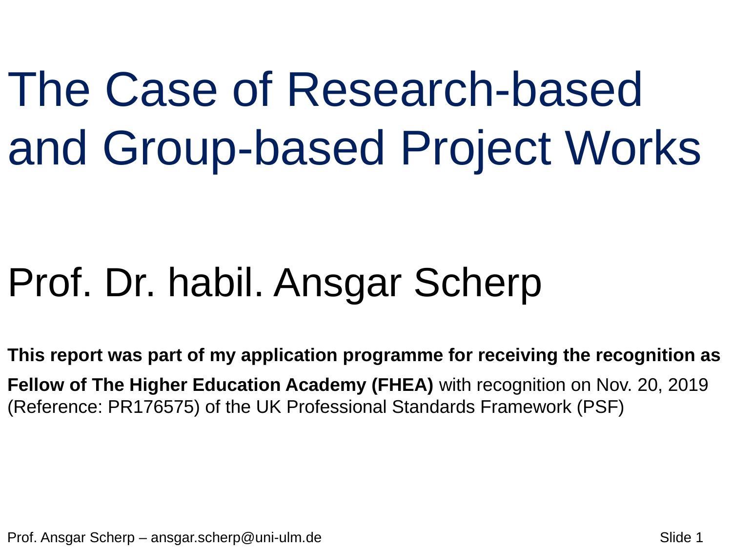# The Case of Research-based and Group-based Project Works

## Prof. Dr. habil. Ansgar Scherp

**This report was part of my application programme for receiving the recognition as Fellow of The Higher Education Academy (FHEA)** with recognition on Nov. 20, 2019 (Reference: PR176575) of the UK Professional Standards Framework (PSF)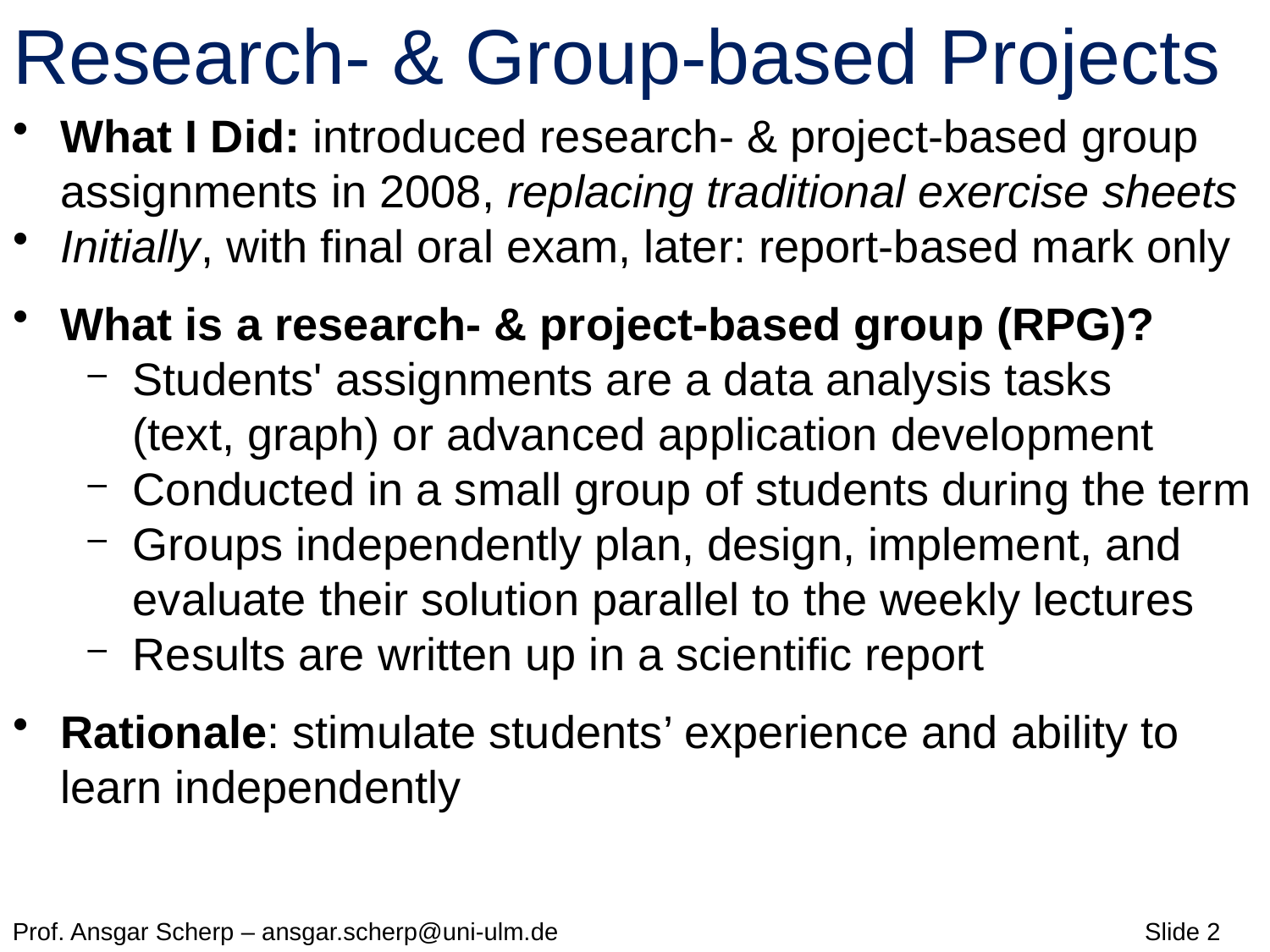# Research- & Group-based Projects

- **What I Did:** introduced research- & project-based group assignments in 2008, *replacing traditional exercise sheets*
- *Initially*, with final oral exam, later: report-based mark only
- **What is a research- & project-based group (RPG)?**
  - Students' assignments are a data analysis tasks (text, graph) or advanced application development
  - Conducted in a small group of students during the term
  - Groups independently plan, design, implement, and evaluate their solution parallel to the weekly lectures
  - Results are written up in a scientific report
- **Rationale**: stimulate students' experience and ability to learn independently

Prof. Ansgar Scherp – ansgar.scherp@uni-ulm.de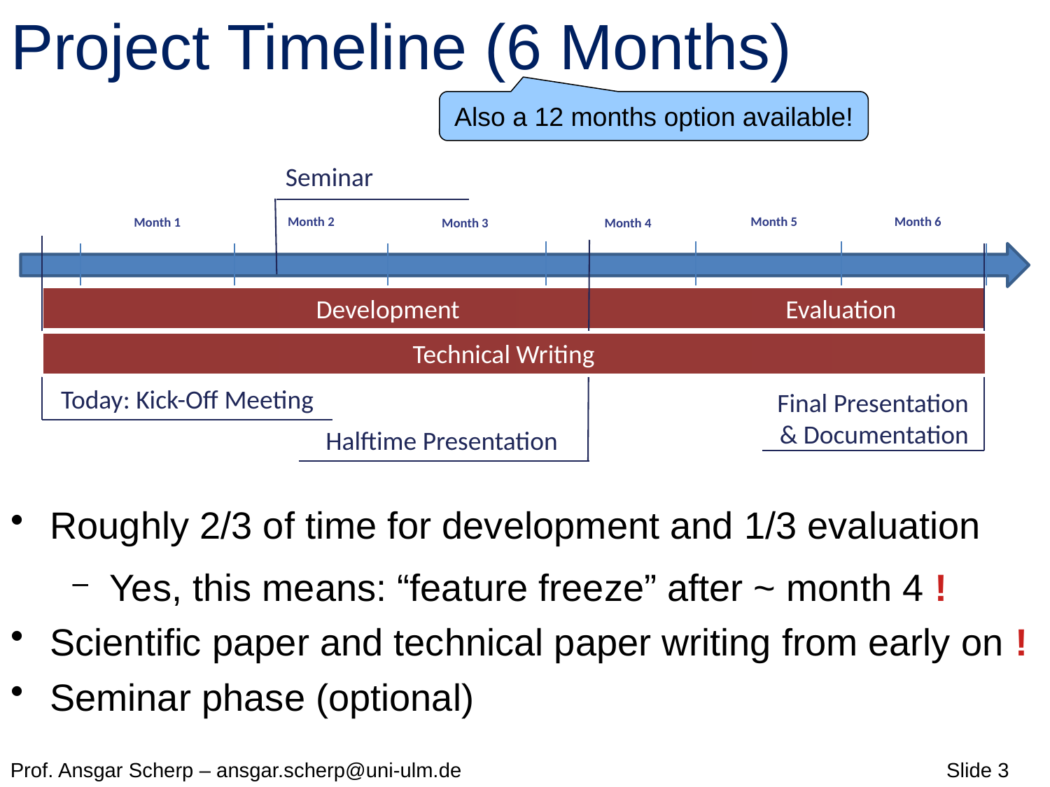# Project Timeline (6 Months)

Also a 12 months option available!

Seminar

Month 1 | Month 2 | Month 3 | Month 4 | Month 5 | Month 6

Development | Evaluation

Technical Writing

Today: Kick-Off Meeting

Halftime Presentation

Final Presentation & Documentation

- Roughly 2/3 of time for development and 1/3 evaluation
  - Yes, this means: “feature freeze” after ~ month 4 **!**
- Scientific paper and technical paper writing from early on **!**
- Seminar phase (optional)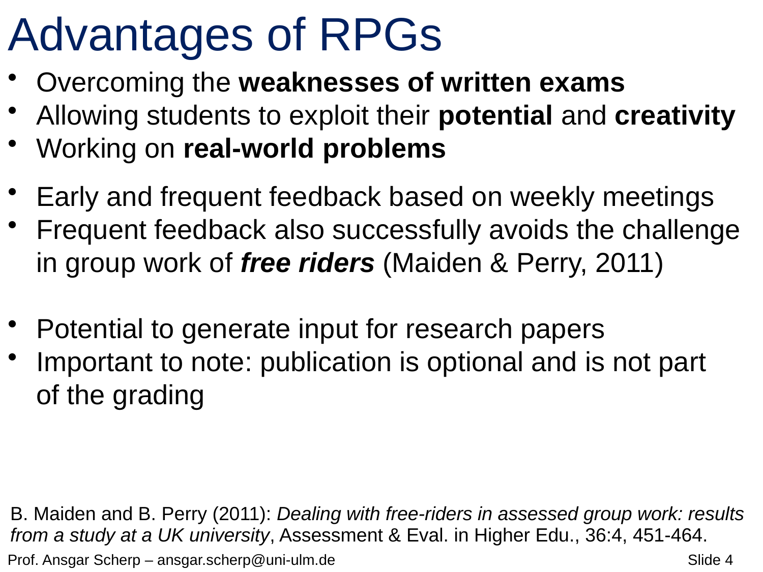# Advantages of RPGs

- Overcoming the **weaknesses of written exams**
- Allowing students to exploit their **potential** and **creativity**
- Working on **real-world problems**

- Early and frequent feedback based on weekly meetings
- Frequent feedback also successfully avoids the challenge in group work of ***free riders*** (Maiden & Perry, 2011)

- Potential to generate input for research papers
- Important to note: publication is optional and is not part of the grading

B. Maiden and B. Perry (2011): *Dealing with free-riders in assessed group work: results from a study at a UK university*, Assessment & Eval. in Higher Edu., 36:4, 451-464.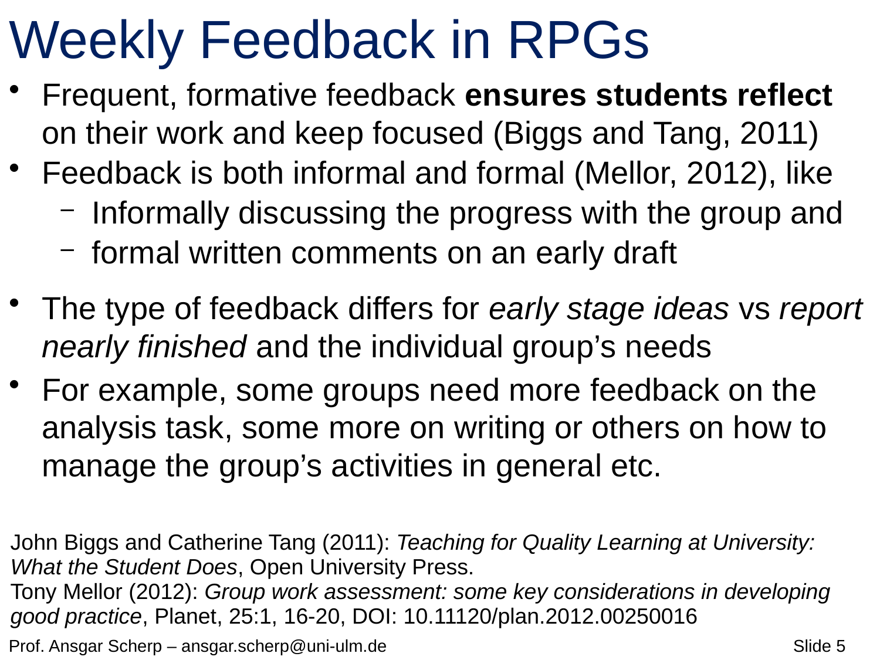# Weekly Feedback in RPGs

- Frequent, formative feedback **ensures students reflect** on their work and keep focused (Biggs and Tang, 2011)
- Feedback is both informal and formal (Mellor, 2012), like
  - Informally discussing the progress with the group and
  - formal written comments on an early draft
- The type of feedback differs for *early stage ideas* vs *report nearly finished* and the individual group's needs
- For example, some groups need more feedback on the analysis task, some more on writing or others on how to manage the group's activities in general etc.

John Biggs and Catherine Tang (2011): *Teaching for Quality Learning at University: What the Student Does*, Open University Press.
Tony Mellor (2012): *Group work assessment: some key considerations in developing good practice*, Planet, 25:1, 16-20, DOI: 10.11120/plan.2012.00250016

Prof. Ansgar Scherp – ansgar.scherp@uni-ulm.de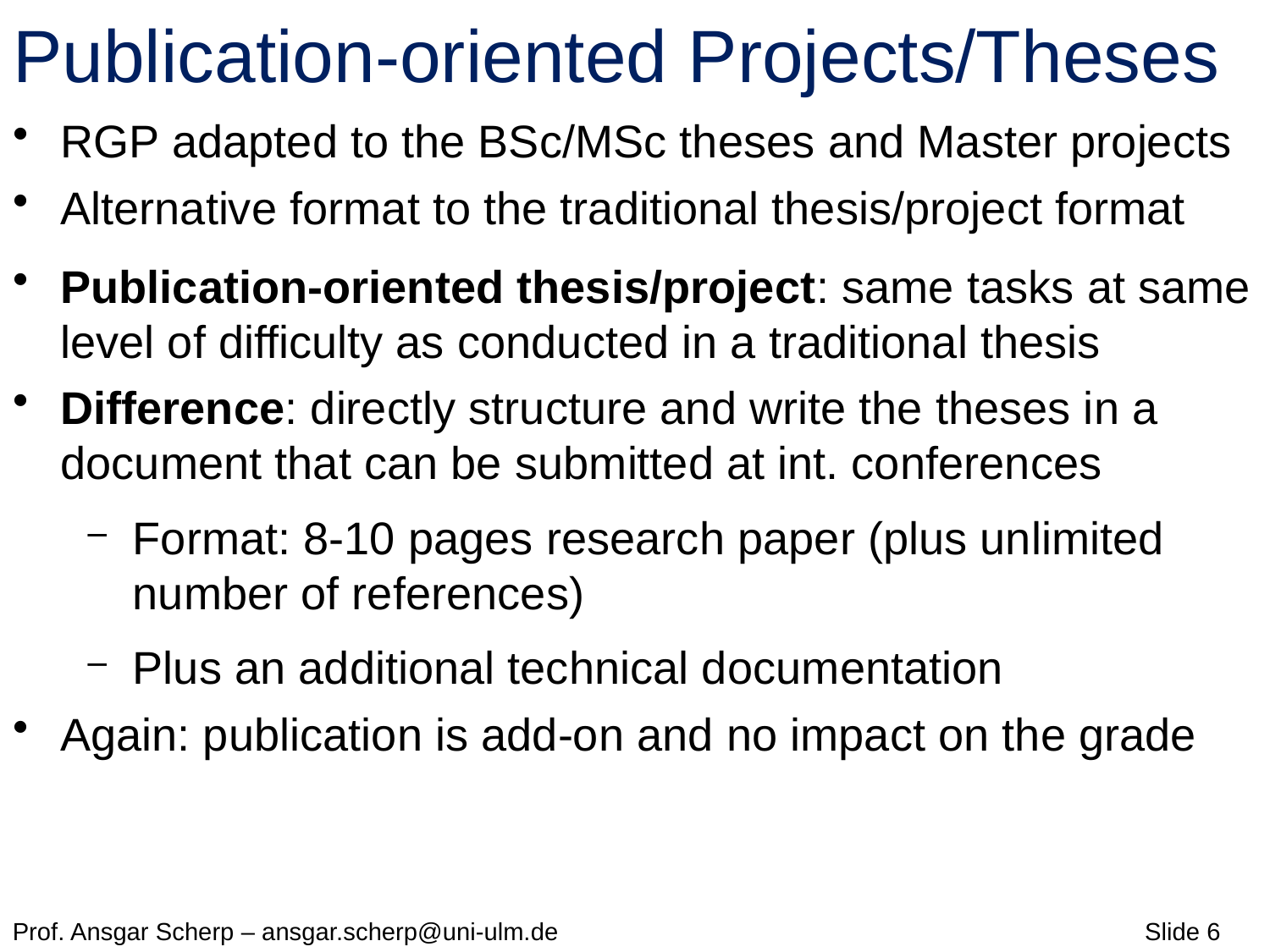# Publication-oriented Projects/Theses

- RGP adapted to the BSc/MSc theses and Master projects
- Alternative format to the traditional thesis/project format
- **Publication-oriented thesis/project**: same tasks at same level of difficulty as conducted in a traditional thesis
- **Difference**: directly structure and write the theses in a document that can be submitted at int. conferences
  - Format: 8-10 pages research paper (plus unlimited number of references)
  - Plus an additional technical documentation
- Again: publication is add-on and no impact on the grade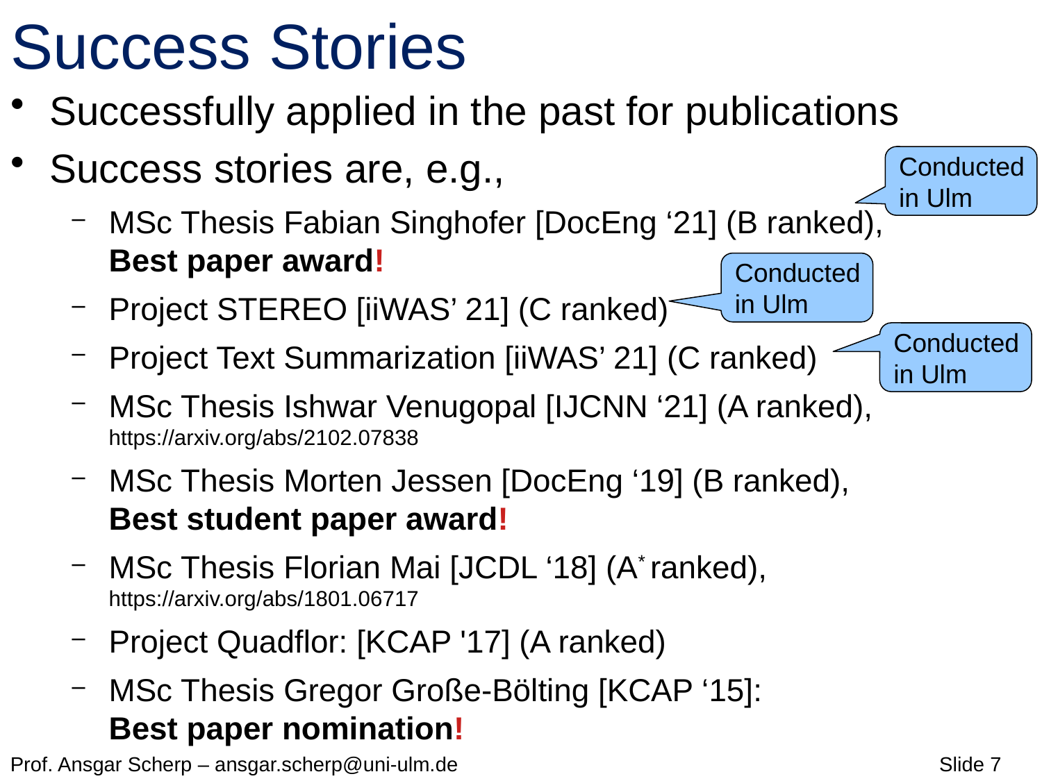# Success Stories

- Successfully applied in the past for publications
- Success stories are, e.g.,
  - MSc Thesis Fabian Singhofer [DocEng '21] (B ranked), **Best paper award!**
  - Project STEREO [iiWAS' 21] (C ranked)
  - Project Text Summarization [iiWAS' 21] (C ranked)
  - MSc Thesis Ishwar Venugopal [IJCNN '21] (A ranked), https://arxiv.org/abs/2102.07838
  - MSc Thesis Morten Jessen [DocEng '19] (B ranked), **Best student paper award!**
  - MSc Thesis Florian Mai [JCDL '18] ($A^*$ ranked), https://arxiv.org/abs/1801.06717
  - Project Quadflor: [KCAP '17] (A ranked)
  - MSc Thesis Gregor Große-Bölting [KCAP '15]: **Best paper nomination!**

Conducted in Ulm

Conducted in Ulm

Conducted in Ulm

Prof. Ansgar Scherp – ansgar.scherp@uni-ulm.de